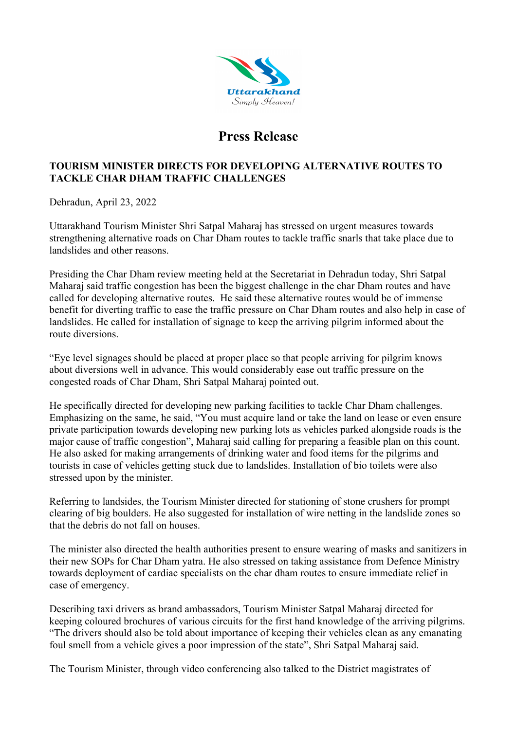# Press Release

**TOURISM MINISTER DIRECTS FOR DEVELOPING ALTERNATIVE ROUTES TO TACKLE CHAR DHAM TRAFFIC CHALLENGES**

Dehradun, April 23, 2022

Uttarakhand Tourism Minister Shri Satpal Maharaj has stressed on urgent measures towards strengthening alternative roads on Char Dham routes to tackle traffic snarls that take place due to landslides and other reasons.

Presiding the Char Dham review meeting held at the Secretariat in Dehradun today, Shri Satpal Maharaj said traffic congestion has been the biggest challenge in the char Dham routes and have called for developing alternative routes. He said these alternative routes would be of immense benefit for diverting traffic to ease the traffic pressure on Char Dham routes and also help in case of landslides. He called for installation of signage to keep the arriving pilgrim informed about the route diversions.

"Eye level signages should be placed at proper place so that people arriving for pilgrim knows about diversions well in advance. This would considerably ease out traffic pressure on the congested roads of Char Dham, Shri Satpal Maharaj pointed out.

He specifically directed for developing new parking facilities to tackle Char Dham challenges. Emphasizing on the same, he said, "You must acquire land or take the land on lease or even ensure private participation towards developing new parking lots as vehicles parked alongside roads is the major cause of traffic congestion", Maharaj said calling for preparing a feasible plan on this count. He also asked for making arrangements of drinking water and food items for the pilgrims and tourists in case of vehicles getting stuck due to landslides. Installation of bio toilets were also stressed upon by the minister.

Referring to landsides, the Tourism Minister directed for stationing of stone crushers for prompt clearing of big boulders. He also suggested for installation of wire netting in the landslide zones so that the debris do not fall on houses.

The minister also directed the health authorities present to ensure wearing of masks and sanitizers in their new SOPs for Char Dham yatra. He also stressed on taking assistance from Defence Ministry towards deployment of cardiac specialists on the char dham routes to ensure immediate relief in case of emergency.

Describing taxi drivers as brand ambassadors, Tourism Minister Satpal Maharaj directed for keeping coloured brochures of various circuits for the first hand knowledge of the arriving pilgrims. "The drivers should also be told about importance of keeping their vehicles clean as any emanating foul smell from a vehicle gives a poor impression of the state", Shri Satpal Maharaj said.

The Tourism Minister, through video conferencing also talked to the District magistrates of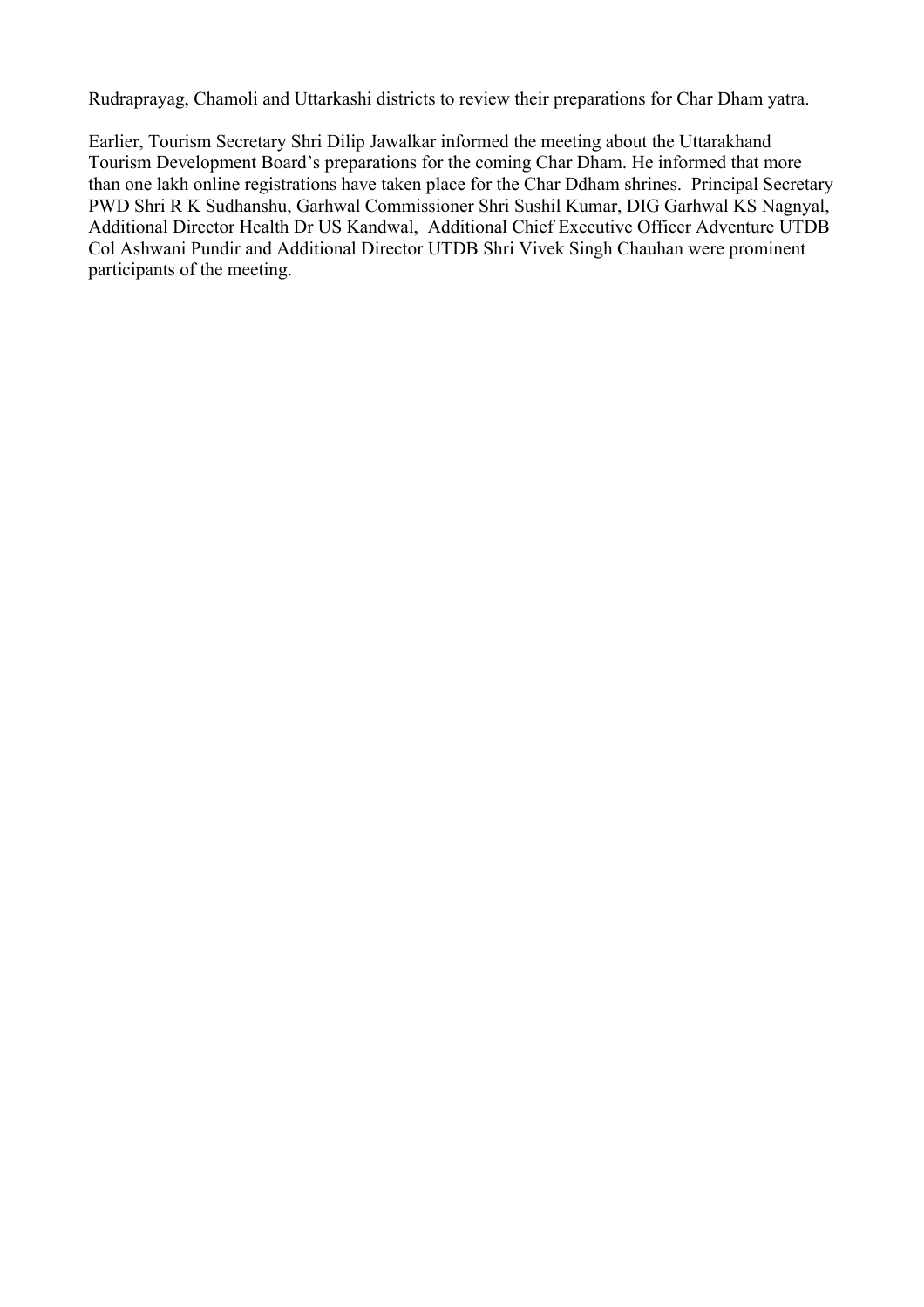Rudraprayag, Chamoli and Uttarkashi districts to review their preparations for Char Dham yatra.

Earlier, Tourism Secretary Shri Dilip Jawalkar informed the meeting about the Uttarakhand Tourism Development Board's preparations for the coming Char Dham. He informed that more than one lakh online registrations have taken place for the Char Ddham shrines. Principal Secretary PWD Shri R K Sudhanshu, Garhwal Commissioner Shri Sushil Kumar, DIG Garhwal KS Nagnyal, Additional Director Health Dr US Kandwal, Additional Chief Executive Officer Adventure UTDB Col Ashwani Pundir and Additional Director UTDB Shri Vivek Singh Chauhan were prominent participants of the meeting.